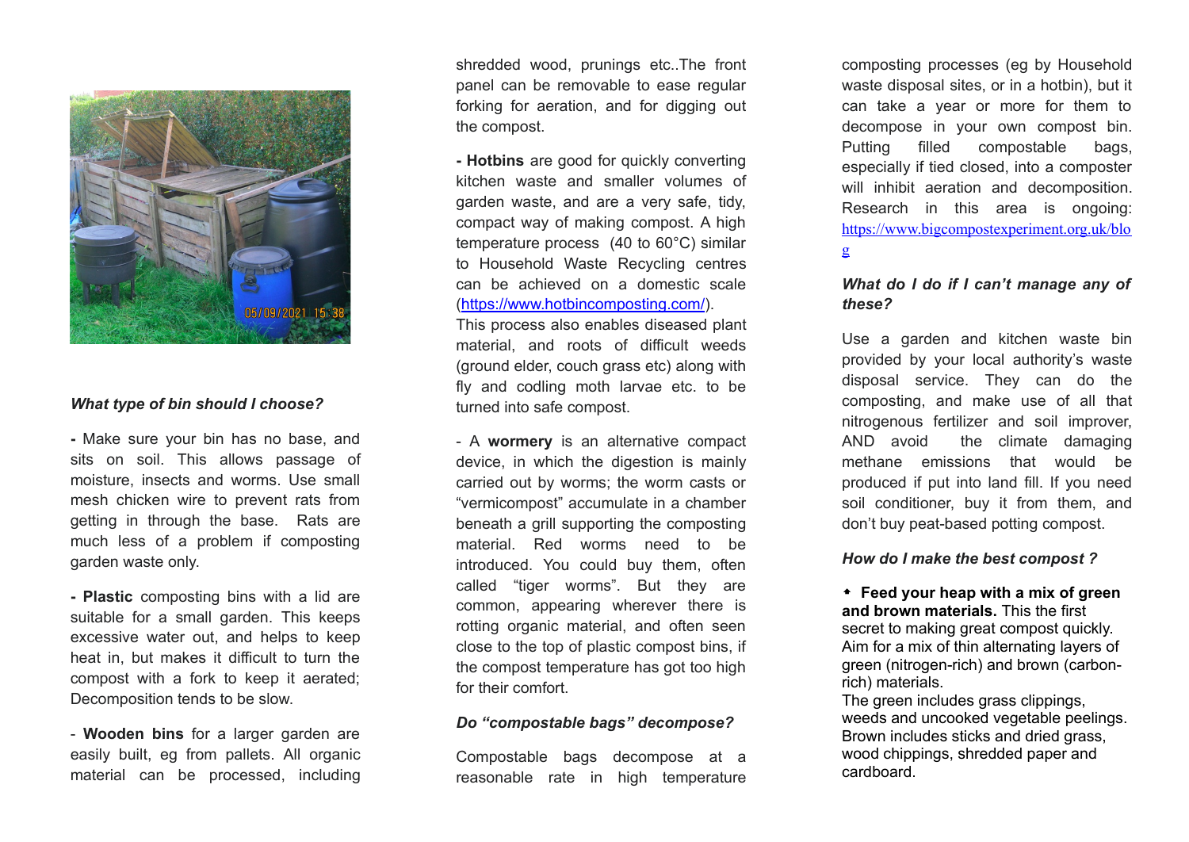*What type of bin should I choose?*

**-** Make sure your bin has no base, and sits on soil. This allows passage of moisture, insects and worms. Use small mesh chicken wire to prevent rats from getting in through the base. Rats are much less of a problem if composting garden waste only.

**- Plastic** composting bins with a lid are suitable for a small garden. This keeps excessive water out, and helps to keep heat in, but makes it difficult to turn the compost with a fork to keep it aerated; Decomposition tends to be slow.

- **Wooden bins** for a larger garden are easily built, eg from pallets. All organic material can be processed, including shredded wood, prunings etc..The front panel can be removable to ease regular forking for aeration, and for digging out the compost.

**- Hotbins** are good for quickly converting kitchen waste and smaller volumes of garden waste, and are a very safe, tidy, compact way of making compost. A high temperature process (40 to 60°C) similar to Household Waste Recycling centres can be achieved on a domestic scale (https://www.hotbincomposting.com/).
This process also enables diseased plant material, and roots of difficult weeds (ground elder, couch grass etc) along with fly and codling moth larvae etc. to be turned into safe compost.

- A **wormery** is an alternative compact device, in which the digestion is mainly carried out by worms; the worm casts or "vermicompost" accumulate in a chamber beneath a grill supporting the composting material. Red worms need to be introduced. You could buy them, often called "tiger worms". But they are common, appearing wherever there is rotting organic material, and often seen close to the top of plastic compost bins, if the compost temperature has got too high for their comfort.

*Do "compostable bags" decompose?*

Compostable bags decompose at a reasonable rate in high temperature composting processes (eg by Household waste disposal sites, or in a hotbin), but it can take a year or more for them to decompose in your own compost bin. Putting filled compostable bags, especially if tied closed, into a composter will inhibit aeration and decomposition. Research in this area is ongoing: https://www.bigcompostexperiment.org.uk/blog

*What do I do if I can't manage any of these?*

Use a garden and kitchen waste bin provided by your local authority's waste disposal service. They can do the composting, and make use of all that nitrogenous fertilizer and soil improver, AND avoid the climate damaging methane emissions that would be produced if put into land fill. If you need soil conditioner, buy it from them, and don't buy peat-based potting compost.

*How do I make the best compost ?*

- **Feed your heap with a mix of green and brown materials.** This the first secret to making great compost quickly. Aim for a mix of thin alternating layers of green (nitrogen-rich) and brown (carbon-rich) materials.
The green includes grass clippings, weeds and uncooked vegetable peelings. Brown includes sticks and dried grass, wood chippings, shredded paper and cardboard.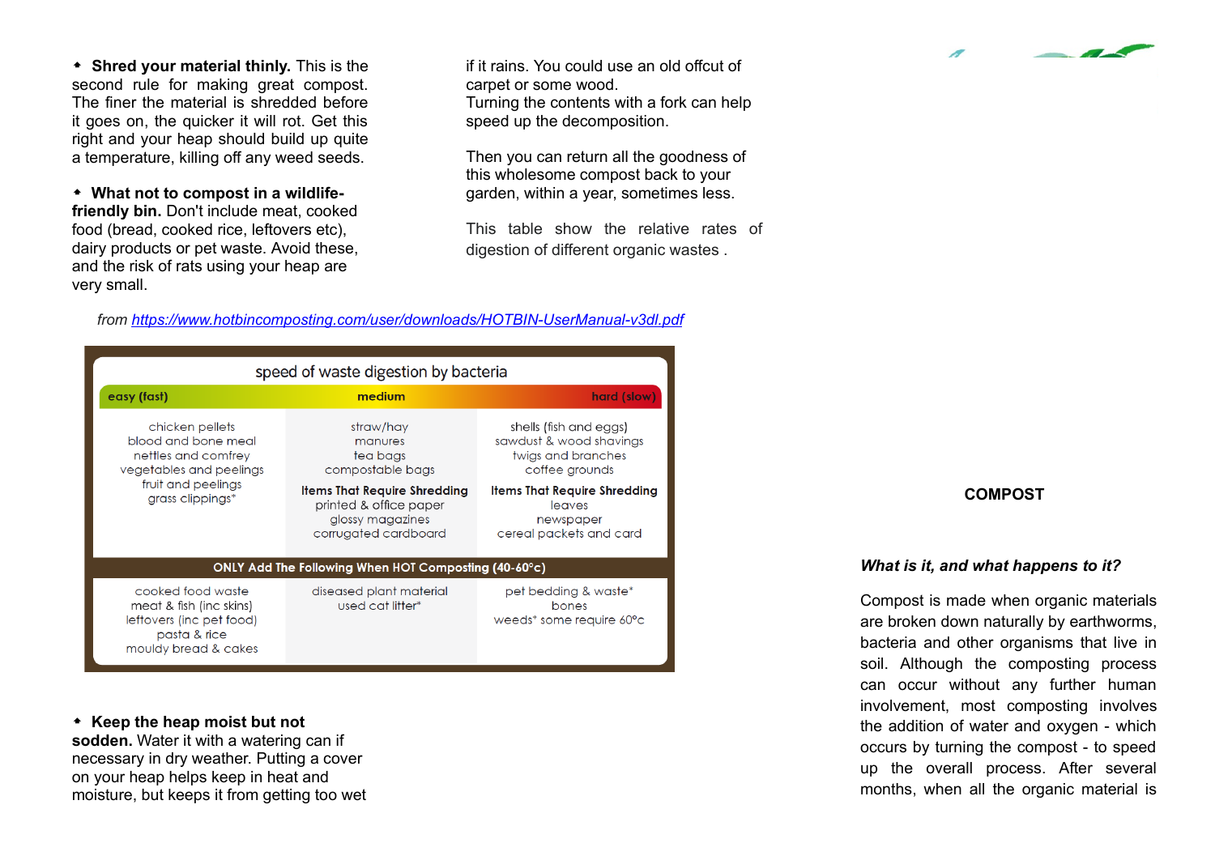- **Shred your material thinly.** This is the second rule for making great compost. The finer the material is shredded before it goes on, the quicker it will rot. Get this right and your heap should build up quite a temperature, killing off any weed seeds.

- **What not to compost in a wildlife-friendly bin.** Don't include meat, cooked food (bread, cooked rice, leftovers etc), dairy products or pet waste. Avoid these, and the risk of rats using your heap are very small.

- **Keep the heap moist but not sodden.** Water it with a watering can if necessary in dry weather. Putting a cover on your heap helps keep in heat and moisture, but keeps it from getting too wet if it rains. You could use an old offcut of carpet or some wood.

Turning the contents with a fork can help speed up the decomposition.

Then you can return all the goodness of this wholesome compost back to your garden, within a year, sometimes less.

This table show the relative rates of digestion of different organic wastes .

*from https://www.hotbincomposting.com/user/downloads/HOTBIN-UserManual-v3dl.pdf*

| speed of waste digestion by bacteria | | |
|---|---|---|
| **easy (fast)** | **medium** | **hard (slow)** |
| chicken pellets<br>blood and bone meal<br>nettles and comfrey<br>vegetables and peelings<br>fruit and peelings<br>grass clippings* | straw/hay<br>manures<br>tea bags<br>compostable bags<br>**Items That Require Shredding**<br>printed & office paper<br>glossy magazines<br>corrugated cardboard | shells (fish and eggs)<br>sawdust & wood shavings<br>twigs and branches<br>coffee grounds<br>**Items That Require Shredding**<br>leaves<br>newspaper<br>cereal packets and card |
| **ONLY Add The Following When HOT Composting (40-60°c)** | | |
| cooked food waste<br>meat & fish (inc skins)<br>leftovers (inc pet food)<br>pasta & rice<br>mouldy bread & cakes | diseased plant material<br>used cat litter* | pet bedding & waste*<br>bones<br>weeds* some require 60°c |

**COMPOST**

***What is it, and what happens to it?***

Compost is made when organic materials are broken down naturally by earthworms, bacteria and other organisms that live in soil. Although the composting process can occur without any further human involvement, most composting involves the addition of water and oxygen - which occurs by turning the compost - to speed up the overall process. After several months, when all the organic material is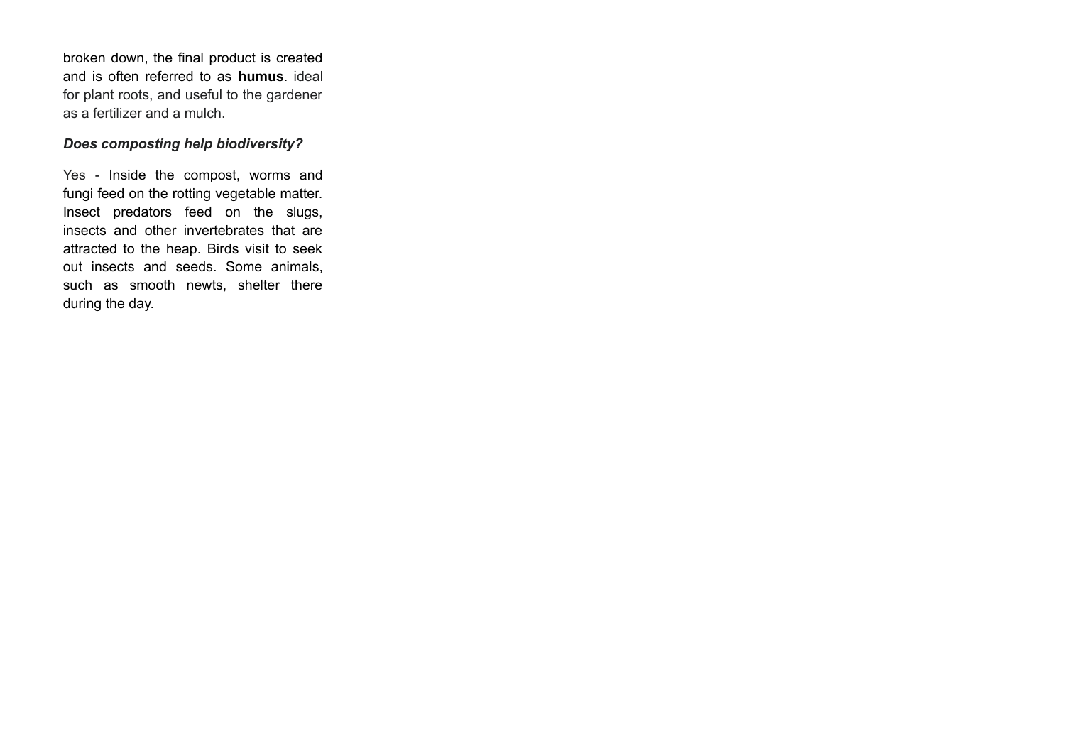broken down, the final product is created and is often referred to as **humus**. ideal for plant roots, and useful to the gardener as a fertilizer and a mulch.

***Does composting help biodiversity?***

Yes - Inside the compost, worms and fungi feed on the rotting vegetable matter. Insect predators feed on the slugs, insects and other invertebrates that are attracted to the heap. Birds visit to seek out insects and seeds. Some animals, such as smooth newts, shelter there during the day.